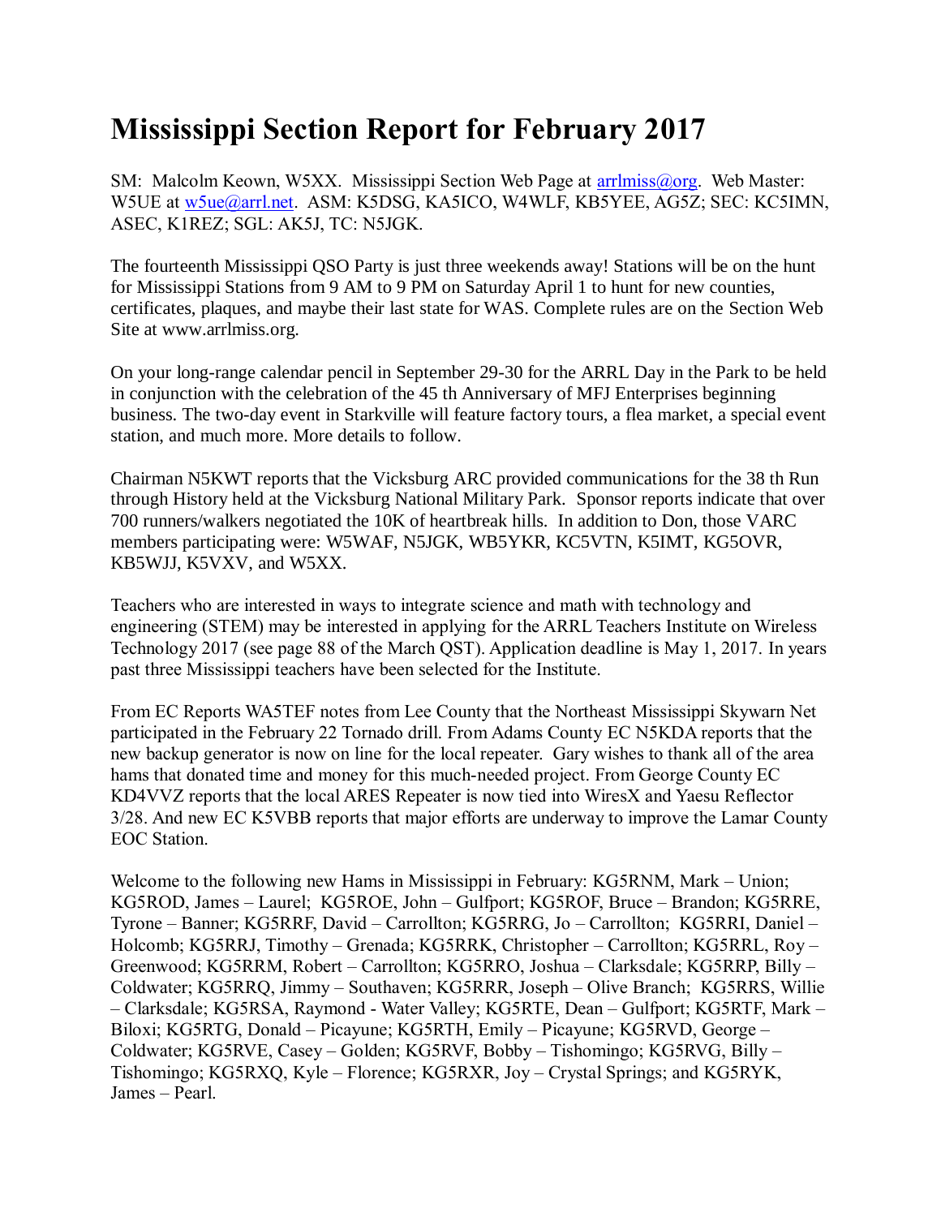# Mississippi Section Report for February 2017

SM: Malcolm Keown, W5XX. Mississippi Section Web Page at arrlmiss@org. Web Master: W5UE at w5ue@arrl.net. ASM: K5DSG, KA5ICO, W4WLF, KB5YEE, AG5Z; SEC: KC5IMN, ASEC, K1REZ; SGL: AK5J, TC: N5JGK.

The fourteenth Mississippi QSO Party is just three weekends away! Stations will be on the hunt for Mississippi Stations from 9 AM to 9 PM on Saturday April 1 to hunt for new counties, certificates, plaques, and maybe their last state for WAS. Complete rules are on the Section Web Site at www.arrlmiss.org.

On your long-range calendar pencil in September 29-30 for the ARRL Day in the Park to be held in conjunction with the celebration of the 45 th Anniversary of MFJ Enterprises beginning business. The two-day event in Starkville will feature factory tours, a flea market, a special event station, and much more. More details to follow.

Chairman N5KWT reports that the Vicksburg ARC provided communications for the 38 th Run through History held at the Vicksburg National Military Park. Sponsor reports indicate that over 700 runners/walkers negotiated the 10K of heartbreak hills. In addition to Don, those VARC members participating were: W5WAF, N5JGK, WB5YKR, KC5VTN, K5IMT, KG5OVR, KB5WJJ, K5VXV, and W5XX.

Teachers who are interested in ways to integrate science and math with technology and engineering (STEM) may be interested in applying for the ARRL Teachers Institute on Wireless Technology 2017 (see page 88 of the March QST). Application deadline is May 1, 2017. In years past three Mississippi teachers have been selected for the Institute.

From EC Reports WA5TEF notes from Lee County that the Northeast Mississippi Skywarn Net participated in the February 22 Tornado drill. From Adams County EC N5KDA reports that the new backup generator is now on line for the local repeater. Gary wishes to thank all of the area hams that donated time and money for this much-needed project. From George County EC KD4VVZ reports that the local ARES Repeater is now tied into WiresX and Yaesu Reflector 3/28. And new EC K5VBB reports that major efforts are underway to improve the Lamar County EOC Station.

Welcome to the following new Hams in Mississippi in February: KG5RNM, Mark – Union; KG5ROD, James – Laurel; KG5ROE, John – Gulfport; KG5ROF, Bruce – Brandon; KG5RRE, Tyrone – Banner; KG5RRF, David – Carrollton; KG5RRG, Jo – Carrollton; KG5RRI, Daniel – Holcomb; KG5RRJ, Timothy – Grenada; KG5RRK, Christopher – Carrollton; KG5RRL, Roy – Greenwood; KG5RRM, Robert – Carrollton; KG5RRO, Joshua – Clarksdale; KG5RRP, Billy – Coldwater; KG5RRQ, Jimmy – Southaven; KG5RRR, Joseph – Olive Branch; KG5RRS, Willie – Clarksdale; KG5RSA, Raymond - Water Valley; KG5RTE, Dean – Gulfport; KG5RTF, Mark – Biloxi; KG5RTG, Donald – Picayune; KG5RTH, Emily – Picayune; KG5RVD, George – Coldwater; KG5RVE, Casey – Golden; KG5RVF, Bobby – Tishomingo; KG5RVG, Billy – Tishomingo; KG5RXQ, Kyle – Florence; KG5RXR, Joy – Crystal Springs; and KG5RYK, James – Pearl.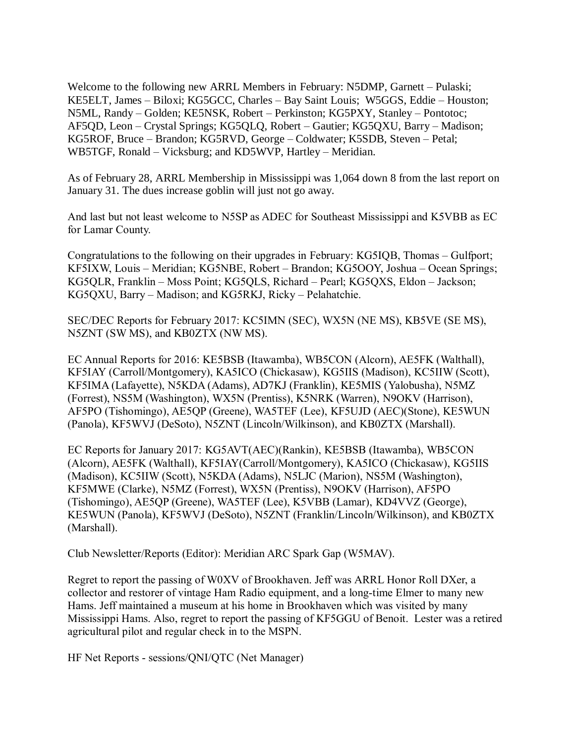Welcome to the following new ARRL Members in February: N5DMP, Garnett – Pulaski; KE5ELT, James – Biloxi; KG5GCC, Charles – Bay Saint Louis; W5GGS, Eddie – Houston; N5ML, Randy – Golden; KE5NSK, Robert – Perkinston; KG5PXY, Stanley – Pontotoc; AF5QD, Leon – Crystal Springs; KG5QLQ, Robert – Gautier; KG5QXU, Barry – Madison; KG5ROF, Bruce – Brandon; KG5RVD, George – Coldwater; K5SDB, Steven – Petal; WB5TGF, Ronald – Vicksburg; and KD5WVP, Hartley – Meridian.

As of February 28, ARRL Membership in Mississippi was 1,064 down 8 from the last report on January 31. The dues increase goblin will just not go away.

And last but not least welcome to N5SP as ADEC for Southeast Mississippi and K5VBB as EC for Lamar County.

Congratulations to the following on their upgrades in February: KG5IQB, Thomas – Gulfport; KF5IXW, Louis – Meridian; KG5NBE, Robert – Brandon; KG5OOY, Joshua – Ocean Springs; KG5QLR, Franklin – Moss Point; KG5QLS, Richard – Pearl; KG5QXS, Eldon – Jackson; KG5QXU, Barry – Madison; and KG5RKJ, Ricky – Pelahatchie.

SEC/DEC Reports for February 2017: KC5IMN (SEC), WX5N (NE MS), KB5VE (SE MS), N5ZNT (SW MS), and KB0ZTX (NW MS).

EC Annual Reports for 2016: KE5BSB (Itawamba), WB5CON (Alcorn), AE5FK (Walthall), KF5IAY (Carroll/Montgomery), KA5ICO (Chickasaw), KG5IIS (Madison), KC5IIW (Scott), KF5IMA (Lafayette), N5KDA (Adams), AD7KJ (Franklin), KE5MIS (Yalobusha), N5MZ (Forrest), NS5M (Washington), WX5N (Prentiss), K5NRK (Warren), N9OKV (Harrison), AF5PO (Tishomingo), AE5QP (Greene), WA5TEF (Lee), KF5UJD (AEC)(Stone), KE5WUN (Panola), KF5WVJ (DeSoto), N5ZNT (Lincoln/Wilkinson), and KB0ZTX (Marshall).

EC Reports for January 2017: KG5AVT(AEC)(Rankin), KE5BSB (Itawamba), WB5CON (Alcorn), AE5FK (Walthall), KF5IAY(Carroll/Montgomery), KA5ICO (Chickasaw), KG5IIS (Madison), KC5IIW (Scott), N5KDA (Adams), N5LJC (Marion), NS5M (Washington), KF5MWE (Clarke), N5MZ (Forrest), WX5N (Prentiss), N9OKV (Harrison), AF5PO (Tishomingo), AE5QP (Greene), WA5TEF (Lee), K5VBB (Lamar), KD4VVZ (George), KE5WUN (Panola), KF5WVJ (DeSoto), N5ZNT (Franklin/Lincoln/Wilkinson), and KB0ZTX (Marshall).

Club Newsletter/Reports (Editor): Meridian ARC Spark Gap (W5MAV).

Regret to report the passing of W0XV of Brookhaven. Jeff was ARRL Honor Roll DXer, a collector and restorer of vintage Ham Radio equipment, and a long-time Elmer to many new Hams. Jeff maintained a museum at his home in Brookhaven which was visited by many Mississippi Hams. Also, regret to report the passing of KF5GGU of Benoit. Lester was a retired agricultural pilot and regular check in to the MSPN.

HF Net Reports - sessions/QNI/QTC (Net Manager)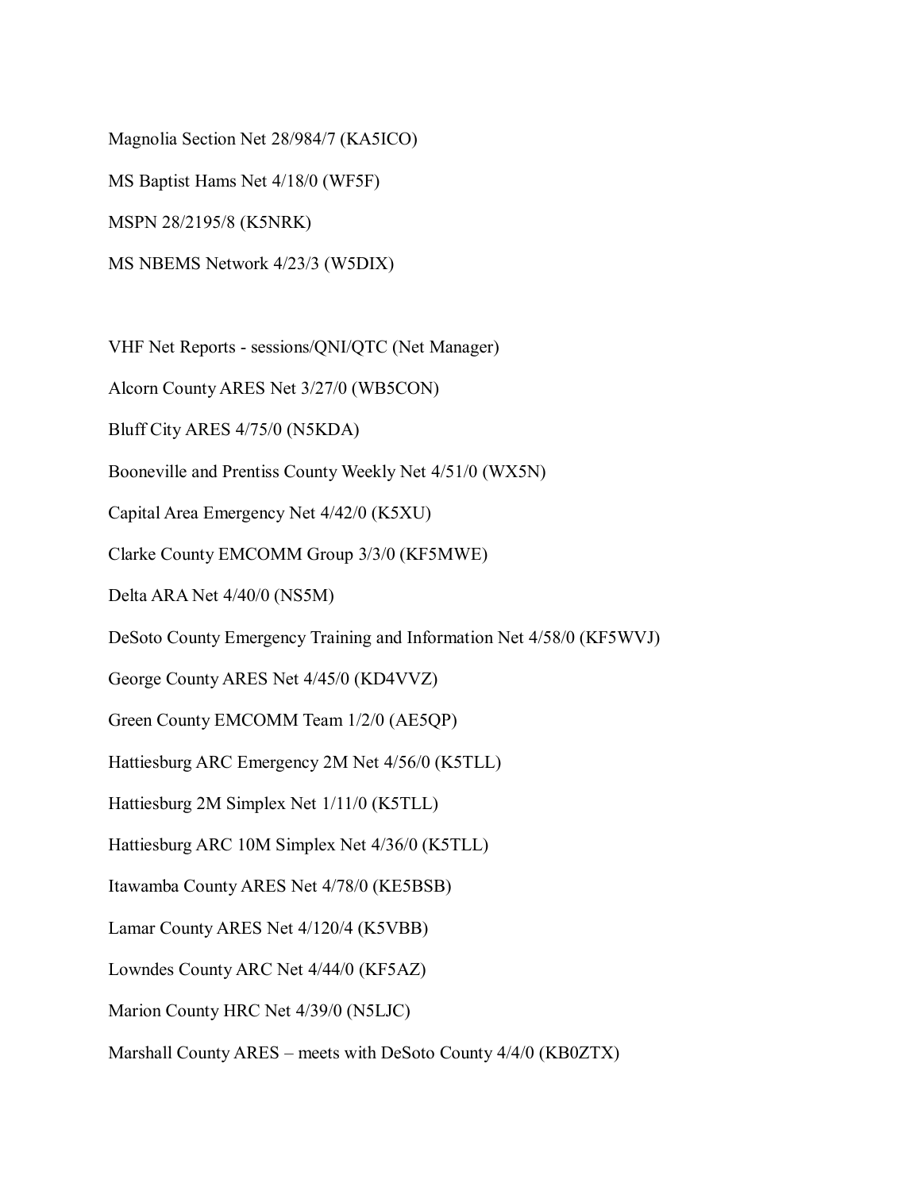Magnolia Section Net 28/984/7 (KA5ICO)

MS Baptist Hams Net 4/18/0 (WF5F)

MSPN 28/2195/8 (K5NRK)

MS NBEMS Network 4/23/3 (W5DIX)

VHF Net Reports - sessions/QNI/QTC (Net Manager)

Alcorn County ARES Net 3/27/0 (WB5CON)

Bluff City ARES 4/75/0 (N5KDA)

Booneville and Prentiss County Weekly Net 4/51/0 (WX5N)

Capital Area Emergency Net 4/42/0 (K5XU)

Clarke County EMCOMM Group 3/3/0 (KF5MWE)

Delta ARA Net 4/40/0 (NS5M)

DeSoto County Emergency Training and Information Net 4/58/0 (KF5WVJ)

George County ARES Net 4/45/0 (KD4VVZ)

Green County EMCOMM Team 1/2/0 (AE5QP)

Hattiesburg ARC Emergency 2M Net 4/56/0 (K5TLL)

Hattiesburg 2M Simplex Net 1/11/0 (K5TLL)

Hattiesburg ARC 10M Simplex Net 4/36/0 (K5TLL)

Itawamba County ARES Net 4/78/0 (KE5BSB)

Lamar County ARES Net 4/120/4 (K5VBB)

Lowndes County ARC Net 4/44/0 (KF5AZ)

Marion County HRC Net 4/39/0 (N5LJC)

Marshall County ARES – meets with DeSoto County 4/4/0 (KB0ZTX)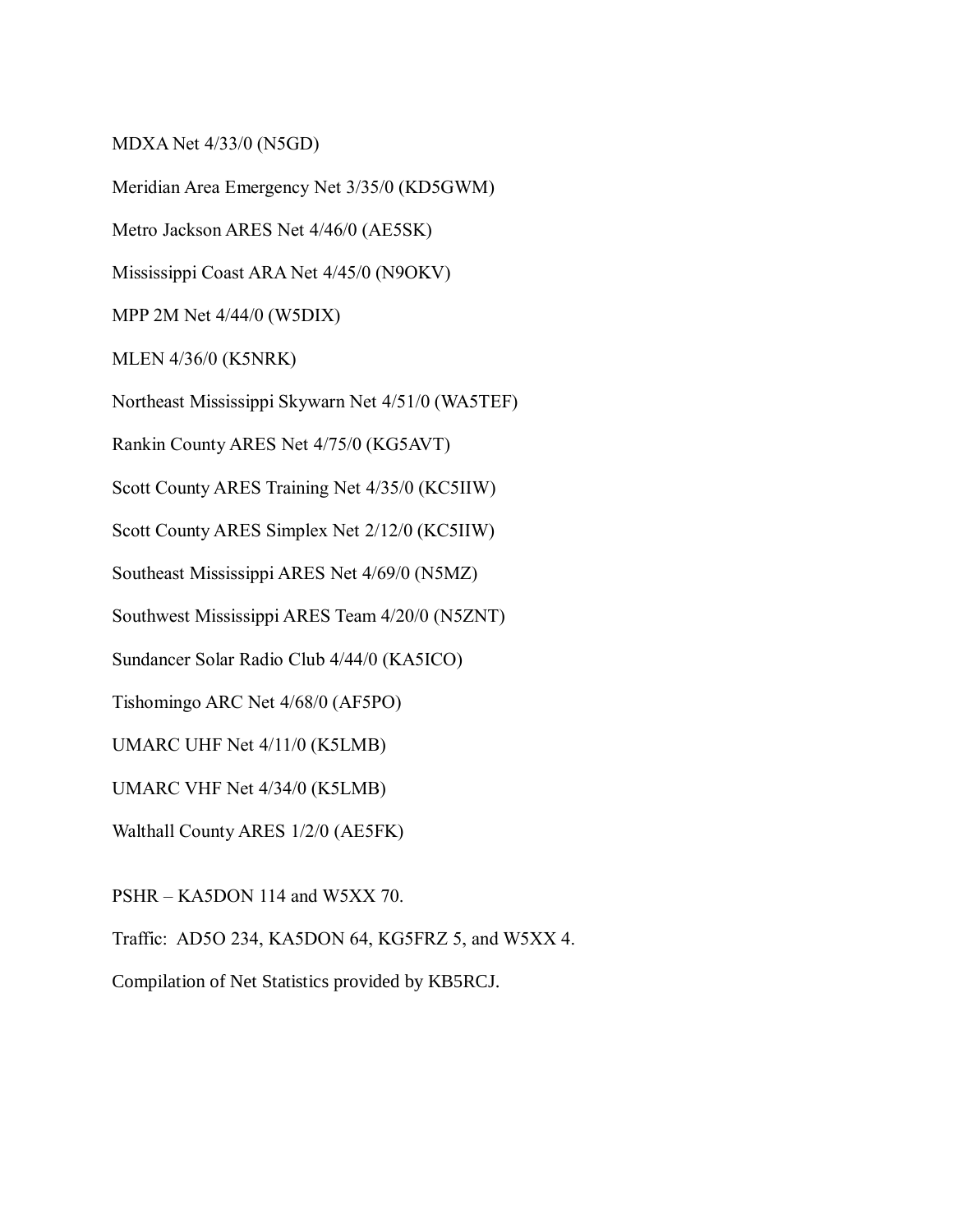MDXA Net 4/33/0 (N5GD)

Meridian Area Emergency Net 3/35/0 (KD5GWM)

Metro Jackson ARES Net 4/46/0 (AE5SK)

Mississippi Coast ARA Net 4/45/0 (N9OKV)

MPP 2M Net 4/44/0 (W5DIX)

MLEN 4/36/0 (K5NRK)

Northeast Mississippi Skywarn Net 4/51/0 (WA5TEF)

Rankin County ARES Net 4/75/0 (KG5AVT)

Scott County ARES Training Net 4/35/0 (KC5IIW)

Scott County ARES Simplex Net 2/12/0 (KC5IIW)

Southeast Mississippi ARES Net 4/69/0 (N5MZ)

Southwest Mississippi ARES Team 4/20/0 (N5ZNT)

Sundancer Solar Radio Club 4/44/0 (KA5ICO)

Tishomingo ARC Net 4/68/0 (AF5PO)

UMARC UHF Net 4/11/0 (K5LMB)

UMARC VHF Net 4/34/0 (K5LMB)

Walthall County ARES 1/2/0 (AE5FK)

PSHR – KA5DON 114 and W5XX 70.

Traffic: AD5O 234, KA5DON 64, KG5FRZ 5, and W5XX 4.

Compilation of Net Statistics provided by KB5RCJ.